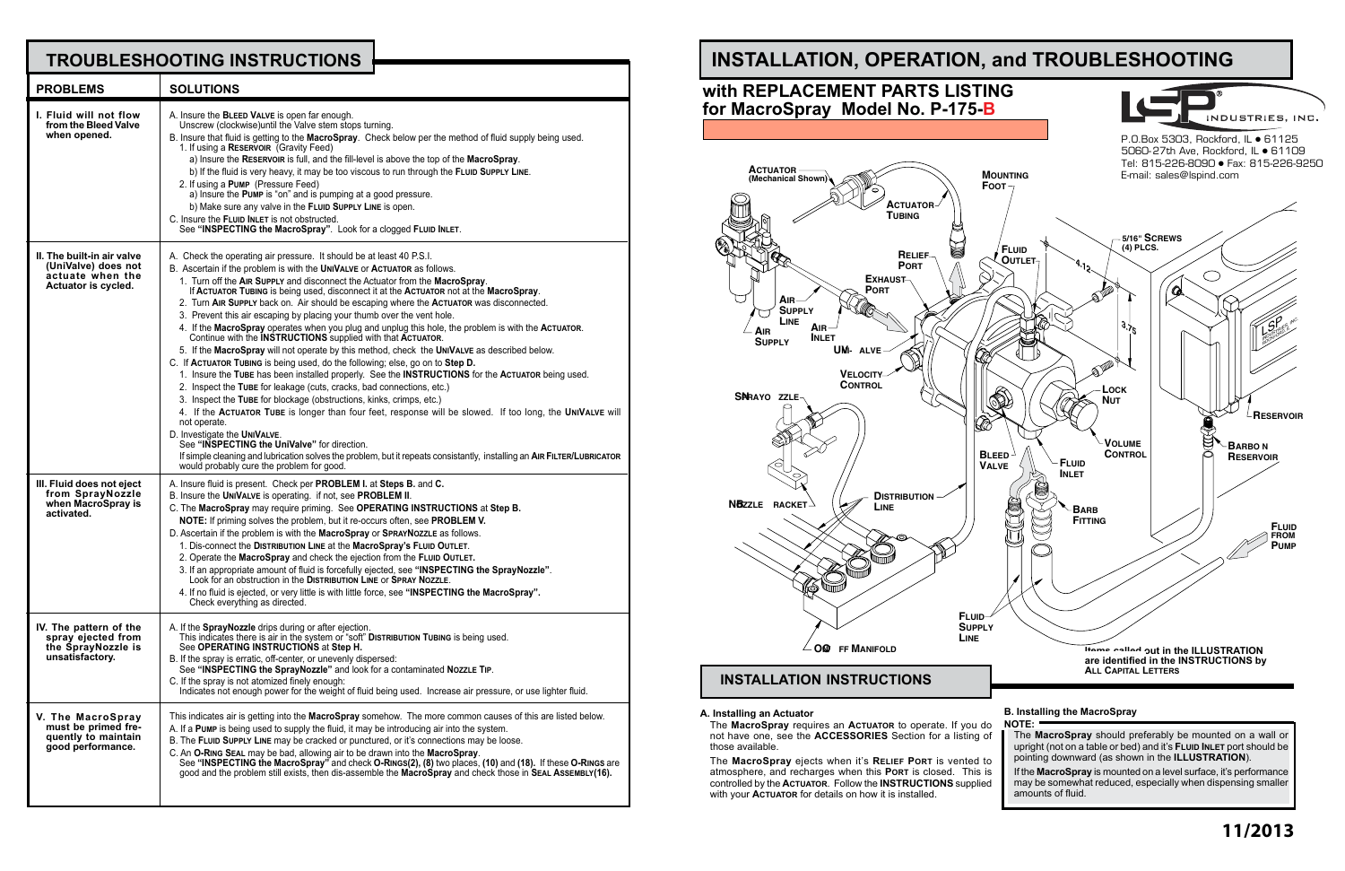## TROUBLESHOOTING INSTRUCTIONS

| PROBLEMS | SOLUTIONS |
|---|---|
| **I. Fluid will not flow from the Bleed Valve when opened.** | A. Insure the **Bleed Valve** is open far enough. Unscrew (clockwise)until the Valve stem stops turning.<br>B. Insure that fluid is getting to the **MacroSpray**. Check below per the method of fluid supply being used.<br>1. If using a **Reservoir** (Gravity Feed)<br>a) Insure the **Reservoir** is full, and the fill-level is above the top of the **MacroSpray**.<br>b) If the fluid is very heavy, it may be too viscous to run through the **Fluid Supply Line**.<br>2. If using a **Pump** (Pressure Feed)<br>a) Insure the **Pump** is "on" and is pumping at a good pressure.<br>b) Make sure any valve in the **Fluid Supply Line** is open.<br>C. Insure the **Fluid Inlet** is not obstructed.<br>See **"INSPECTING the MacroSpray"**. Look for a clogged **Fluid Inlet**. |
| **II. The built-in air valve (UniValve) does not actuate when the Actuator is cycled.** | A. Check the operating air pressure. It should be at least 40 P.S.I.<br>B. Ascertain if the problem is with the **UniValve** or **Actuator** as follows.<br>1. Turn off the **Air Supply** and disconnect the Actuator from the **MacroSpray**. If **Actuator Tubing** is being used, disconnect it at the **Actuator** not at the **MacroSpray**.<br>2. Turn **Air Supply** back on. Air should be escaping where the **Actuator** was disconnected.<br>3. Prevent this air escaping by placing your thumb over the vent hole.<br>4. If the **MacroSpray** operates when you plug and unplug this hole, the problem is with the **Actuator**. Continue with the **INSTRUCTIONS** supplied with that **Actuator**.<br>5. If the **MacroSpray** will not operate by this method, check the **UniValve** as described below.<br>C. If **Actuator Tubing** is being used, do the following; else, go on to **Step D.**<br>1. Insure the **Tube** has been installed properly. See the **INSTRUCTIONS** for the **Actuator** being used.<br>2. Inspect the **Tube** for leakage (cuts, cracks, bad connections, etc.)<br>3. Inspect the **Tube** for blockage (obstructions, kinks, crimps, etc.)<br>4. If the **Actuator Tube** is longer than four feet, response will be slowed. If too long, the **UniValve** will not operate.<br>D. Investigate the **UniValve**.<br>See **"INSPECTING the UniValve"** for direction.<br>If simple cleaning and lubrication solves the problem, but it repeats consistantly, installing an **Air Filter/Lubricator** would probably cure the problem for good. |
| **III. Fluid does not eject from SprayNozzle when MacroSpray is activated.** | A. Insure fluid is present. Check per **PROBLEM I.** at **Steps B.** and **C.**<br>B. Insure the **UniValve** is operating. if not, see **PROBLEM II**.<br>C. The **MacroSpray** may require priming. See **OPERATING INSTRUCTIONS** at **Step B.**<br>**NOTE:** If priming solves the problem, but it re-occurs often, see **PROBLEM V.**<br>D. Ascertain if the problem is with the **MacroSpray** or **SprayNozzle** as follows.<br>1. Dis-connect the **Distribution Line** at the **MacroSpray's Fluid Outlet**.<br>2. Operate the **MacroSpray** and check the ejection from the **Fluid Outlet.**<br>3. If an appropriate amount of fluid is forcefully ejected, see **"INSPECTING the SprayNozzle"**. Look for an obstruction in the **Distribution Line** or **Spray Nozzle**.<br>4. If no fluid is ejected, or very little is with little force, see **"INSPECTING the MacroSpray".** Check everything as directed. |
| **IV. The pattern of the spray ejected from the SprayNozzle is unsatisfactory.** | A. If the **SprayNozzle** drips during or after ejection.<br>This indicates there is air in the system or "soft" **Distribution Tubing** is being used. See **OPERATING INSTRUCTIONS** at **Step H.**<br>B. If the spray is erratic, off-center, or unevenly dispersed:<br>See **"INSPECTING the SprayNozzle"** and look for a contaminated **Nozzle Tip**.<br>C. If the spray is not atomized finely enough:<br>Indicates not enough power for the weight of fluid being used. Increase air pressure, or use lighter fluid. |
| **V. The MacroSpray must be primed frequently to maintain good performance.** | This indicates air is getting into the **MacroSpray** somehow. The more common causes of this are listed below.<br>A. If a **Pump** is being used to supply the fluid, it may be introducing air into the system.<br>B. The **Fluid Supply Line** may be cracked or punctured, or it's connections may be loose.<br>C. An **O-Ring Seal** may be bad, allowing air to be drawn into the **MacroSpray**.<br>See **"INSPECTING the MacroSpray"** and check **O-Rings(2), (8)** two places, **(10)** and **(18).** If these **O-Rings** are good and the problem still exists, then dis-assemble the **MacroSpray** and check those in **Seal Assembly(16).** |

# INSTALLATION, OPERATION, and TROUBLESHOOTING

## with REPLACEMENT PARTS LISTING for MacroSpray Model No. P-175-B

LSP INDUSTRIES, INC.
P.O.Box 5303, Rockford, IL • 61125
5060-27th Ave, Rockford, IL • 61109
Tel: 815-226-8090 • Fax: 815-226-9250
E-mail: sales@lspind.com

Actuator (Mechanical Shown) · Actuator Tubing · Mounting Foot · Relief Port · Fluid Outlet · 5/16" Screws (4) Plcs. · 4.12 · 3.75 · Exhaust Port · Air Supply Line · Air Supply · Air Inlet · UniValve · Velocity Control · SprayNozzle · Lock Nut · Reservoir · Volume Control · Barbon Reservoir · Bleed Valve · Fluid Inlet · Nozzle Bracket · Distribution Line · Barb Fitting · Fluid from Pump · Fluid Supply Line · Optional Manifold

Items called out in the ILLUSTRATION are identified in the INSTRUCTIONS by ALL CAPITAL LETTERS

## INSTALLATION INSTRUCTIONS

**A. Installing an Actuator**

The **MacroSpray** requires an **Actuator** to operate. If you do not have one, see the **ACCESSORIES** Section for a listing of those available.

The **MacroSpray** ejects when it's **Relief Port** is vented to atmosphere, and recharges when this **Port** is closed. This is controlled by the **Actuator**. Follow the **INSTRUCTIONS** supplied with your **Actuator** for details on how it is installed.

**B. Installing the MacroSpray**

**NOTE:**

The **MacroSpray** should preferably be mounted on a wall or upright (not on a table or bed) and it's **Fluid Inlet** port should be pointing downward (as shown in the **ILLUSTRATION**).

If the **MacroSpray** is mounted on a level surface, it's performance may be somewhat reduced, especially when dispensing smaller amounts of fluid.

11/2013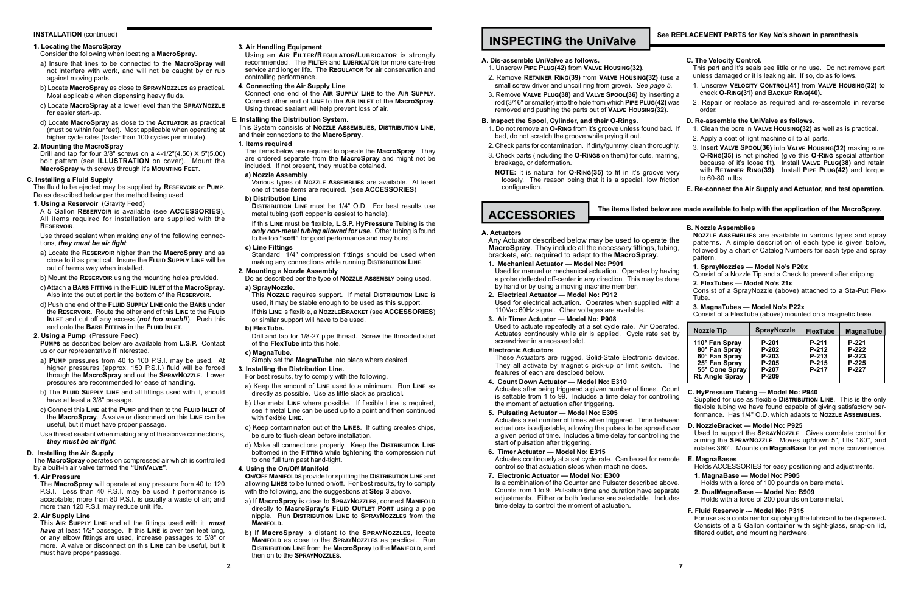**INSTALLATION** (continued)

**1. Locating the MacroSpray**

Consider the following when locating a **MacroSpray**.

a) Insure that lines to be connected to the **MacroSpray** will not interfere with work, and will not be caught by or rub against moving parts.

b) Locate **MacroSpray** as close to **SprayNozzles** as practical. Most applicable when dispensing heavy fluids.

c) Locate **MacroSpray** at a lower level than the **SprayNozzle** for easier start-up.

d) Locate **MacroSpray** as close to the **Actuator** as practical (must be within four feet). Most applicable when operating at higher cycle rates (faster than 100 cycles per minute).

**2. Mounting the MacroSpray**

Drill and tap for four 3/8" screws on a 4-1/2"(4.50) X 5"(5.00) bolt pattern (see **ILLUSTRATION** on cover). Mount the **MacroSpray** with screws through it's **Mounting Feet**.

**C. Installing a Fluid Supply**

The fluid to be ejected may be supplied by **Reservoir** or **Pump**. Do as described below per the method being used.

**1. Using a Reservoir** (Gravity Feed)

A 5 Gallon **Reservoir** is available (see **ACCESSORIES**). All items required for installation are supplied with the **Reservoir**.

Use thread sealant when making any of the following connections, ***they must be air tight***.

a) Locate the **Reservoir** higher than the **MacroSpray** and as close to it as practical. Insure the **Fluid Supply Line** will be out of harms way when installed.

b) Mount the **Reservoir** using the mounting holes provided.

c) Attach a **Barb Fitting** in the **Fluid Inlet** of the **MacroSpray**. Also into the outlet port in the bottom of the **Reservoir**.

d) Push one end of the **Fluid Supply Line** onto the **Barb** under the **Reservoir**. Route the other end of this **Line** to the **Fluid Inlet** and cut off any excess (***not too much!!***). Push this end onto the **Barb Fitting** in the **Fluid Inlet**.

**2. Using a Pump** (Pressure Feed)

**Pumps** as described below are available from **L.S.P.** Contact us or our representative if interested.

a) **Pump** pressures from 40 to 100 P.S.I. may be used. At higher pressures (approx. 150 P.S.I.) fluid will be forced through the **MacroSpray** and out the **SprayNozzle**. Lower pressures are recommended for ease of handling.

b) The **Fluid Supply Line** and all fittings used with it, should have at least a 3/8" passage.

c) Connect this **Line** at the **Pump** and then to the **Fluid Inlet** of the **MacroSpray**. A valve or disconnect on this **Line** can be useful, but it must have proper passage.

Use thread sealant when making any of the above connections, ***they must be air tight***.

**D. Installing the Air Supply**

The **MacroSpray** operates on compressed air which is controlled by a built-in air valve termed the **"UniValve"**.

**1. Air Pressure**

The **MacroSpray** will operate at any pressure from 40 to 120 P.S.I. Less than 40 P.S.I. may be used if performance is acceptable; more than 80 P.S.I. is usually a waste of air; and more than 120 P.S.I. may reduce unit life.

**2. Air Supply Line**

This **Air Supply Line** and all the fittings used with it, ***must have*** at least 1/2" passage. If this **Line** is over ten feet long, or any elbow fittings are used, increase passages to 5/8" or more. A valve or disconnect on this **Line** can be useful, but it must have proper passage.

**3. Air Handling Equipment**

Using an **Air Filter/Regulator/Lubricator** is strongly recommended. The **Filter** and **Lubricator** for more care-free service and longer life. The **Regulator** for air conservation and controlling performance.

**4. Connecting the Air Supply Line**

Connect one end of the **Air Supply Line** to the **Air Supply**. Connect other end of **Line** to the **Air Inlet** of the **MacroSpray**. Using thread sealant will help prevent loss of air.

**E. Installing the Distribution System.**

This System consists of **Nozzle Assemblies**, **Distribution Line**, and their connections to the **MacroSpray**.

**1. Items required**

The items below are required to operate the **MacroSpray**. They are ordered separate from the **MacroSpray** and might not be included. If not present, they must be obtained.

**a) Nozzle Assembly**

Various types of **Nozzle Assemblies** are available. At least one of these items are required. (see **ACCESSORIES**)

**b) Distribution Line**

**Distribution Line** must be 1/4" O.D. For best results use metal tubing (soft copper is easiest to handle).

If this **Line** must be flexible, **L.S.P. HyPressure Tubing** is the ***only non-metal tubing allowed for use.*** Other tubing is found to be too **"soft"** for good performance and may burst.

**c) Line Fittings**

Standard 1/4" compression fittings should be used when making any connections while running **Distribution Line**.

**2. Mounting a Nozzle Assembly**

Do as described per the type of **Nozzle Assembly** being used.

**a) SprayNozzle.**

This **Nozzle** requires support. If metal **Distribution Line** is used, it may be stable enough to be used as this support.

If this **Line** is flexible, a **NozzleBracket** (see **ACCESSORIES**) or similar support will have to be used.

**b) FlexTube.**

Drill and tap for 1/8-27 pipe thread. Screw the threaded stud of the **FlexTube** into this hole.

**c) MagnaTube.**

Simply set the **MagnaTube** into place where desired.

**3. Installing the Distribution Line.**

For best results, try to comply with the following.

a) Keep the amount of **Line** used to a minimum. Run **Line** as directly as possible. Use as little slack as practical.

b) Use metal **Line** where possible. If flexible Line is required, see if metal Line can be used up to a point and then continued with flexible **Line**.

c) Keep contaminaton out of the **Lines**. If cutting creates chips, be sure to flush clean before installation.

d) Make all connections properly. Keep the **Distribution Line** bottomed in the **Fitting** while tightening the compression nut to one full turn past hand-tight.

**4. Using the On/Off Manifold**

**On/Off Manifolds** provide for splitting the **Distribution Line** and allowing **Lines** to be turned on/off. For best results, try to comply with the following, and the suggestions at **Step 3** above.

a) If **MacroSpray** is close to **SprayNozzles**, connect **Manifold** directly to **MacroSpray's Fluid Outlet Port** using a pipe nipple. Run **Distribution Line** to **SprayNozzles** from the **Manifold.**

b) If **MacroSpray** is distant to the **SprayNozzles**, locate **Manifold** as close to the **SprayNozzles** as practical. Run **Distribution Line** from the **MacroSpray** to the **Manifold**, and then on to the **SprayNozzles**.

# INSPECTING the UniValve

See REPLACEMENT PARTS for Key No's shown in parenthesis

**A. Dis-assemble UniValve as follows.**

1. Unscrew **Pipe Plug(42)** from **Valve Housing(32)**.
2. Remove **Retainer Ring(39)** from **Valve Housing(32)** (use a small screw driver and uncoil ring from grove). *See page 5.*
3. Remove **Valve Plug(38)** and **Valve Spool(36)** by inserting a rod (3/16" or smaller) into the hole from which **Pipe Plug(42)** was removed and pushing the parts out of **Valve Housing(32)**.

**B. Inspect the Spool, Cylinder, and their O-Rings.**

1. Do not remove an **O-Ring** from it's groove unless found bad. If bad, do not scratch the groove while prying it out.
2. Check parts for contamination. If dirty/gummy, clean thoroughly.
3. Check parts (including the **O-Rings** on them) for cuts, marring, breakage, or deformation.

**NOTE:** It is natural for **O-Ring(35)** to fit in it's groove very loosely. The reason being that it is a special, low friction configuration.

**C. The Velocity Control.**

This part and it's seals see little or no use. Do not remove part unless damaged or it is leaking air. If so, do as follows.

1. Unscrew **Velocity Control(41)** from **Valve Housing(32)** to check **O-Ring(31)** and **Backup Ring(40).**
2. Repair or replace as required and re-assemble in reverse order.

**D. Re-assemble the UniValve as follows.**

1. Clean the bore in **Valve Housing(32)** as well as is practical.
2. Apply a coat of light machine oil to all parts.
3. Insert **Valve Spool(36)** into **Valve Housing(32)** making sure **O-Ring(35)** is not pinched (give this **O-Ring** special attention because of it's loose fit). Install **Valve Plug(38)** and retain with **Retainer Ring(39)**. Install **Pipe Plug(42)** and torque to 60-80 in.lbs.

**E. Re-connect the Air Supply and Actuator, and test operation.**

# ACCESSORIES

The items listed below are made available to help with the application of the MacroSpray.

**A. Actuators**

Any Actuator described below may be used to operate the **MacroSpray**. They include all the necessary fittings, tubing, brackets, etc. required to adapt to the **MacroSpray**.

**1. Mechanical Actuator — Model No: P901**

Used for manual or mechanical actuation. Operates by having a probe deflected off-center in any direction. This may be done by hand or by using a moving machine member.

**2. Electrical Actuator — Model No: P912**

Used for electrical actuation. Operates when supplied with a 110Vac 60Hz signal. Other voltages are available.

**3. Air Timer Actuator — Model No: P908**

Used to actuate repeatedly at a set cycle rate. Air Operated. Actuates continously while air is applied. Cycle rate set by screwdriver in a recessed slot.

**Electronic Actuators**

These Actuators are rugged, Solid-State Electronic devices. They all activate by magnetic pick-up or limit switch. The features of each are descibed below.

**4. Count Down Actuator — Model No: E310**

Actuates after being triggered a given number of times. Count is settable from 1 to 99. Includes a time delay for controlling the moment of actuation after triggering.

**5. Pulsating Actuator — Model No: E305**

Actuates a set number of times when triggered. Time between actuations is adjustable, allowing the pulses to be spread over a given period of time. Includes a time delay for controlling the start of pulsation after triggering.

**6. Timer Actuator — Model No: E315**

Actuates continously at a set cycle rate. Can be set for remote control so that actuation stops when machine does.

**7. Electronic Actuator — Model No: E300**

Is a combination of the Counter and Pulsator described above. Counts from 1 to 9. Pulsation time and duration have separate adjustments. Either or both features are selectable. Includes time delay to control the moment of actuation.

**B. Nozzle Assemblies**

**Nozzle Assemblies** are available in various types and spray patterns. A simple description of each type is given below, followed by a chart of Catalog Numbers for each type and spray pattern.

**1. SprayNozzles — Model No's P20x**

Consist of a Nozzle Tip and a Check to prevent after dripping.

**2. FlexTubes — Model No's 21x**

Consist of a SprayNozzle (above) attached to a Sta-Put Flex-Tube.

**3. MagnaTubes — Model No's P22x**

Consist of a FlexTube (above) mounted on a magnetic base.

| Nozzle Tip | SprayNozzle | FlexTube | MagnaTube |
|---|---|---|---|
| 110° Fan Spray | P-201 | P-211 | P-221 |
| 80° Fan Spray | P-202 | P-212 | P-222 |
| 60° Fan Spray | P-203 | P-213 | P-223 |
| 25° Fan Spray | P-205 | P-215 | P-225 |
| 55° Cone Spray | P-207 | P-217 | P-227 |
| Rt. Angle Spray | P-209 | | |

**C. HyPressure Tubing — Model No: P940**

Supplied for use as flexible **Distribution Line**. This is the only flexible tubing we have found capable of giving satisfactory performance. Has 1/4" O.D. which adapts to **Nozzle Assemblies**.

**D. NozzleBracket — Model No: P925**

Used to support the **SprayNozzle**. Gives complete control for aiming the **SprayNozzle**. Moves up/down 5", tilts 180°, and rotates 360°. Mounts on **MagnaBase** for yet more convenience.

**E. MagnaBases**

Holds ACCESSORIES for easy positioning and adjustments.

**1. MagnaBase — Model No: P905**

Holds with a force of 100 pounds on bare metal.

**2. DualMagnaBase — Model No: B909**

Holds with a force of 200 pounds on bare metal.

**F. Fluid Reservoir --- Model No: P315**

For use as a container for supplying the lubricant to be dispensed. Consists of a 5 Gallon container with sight-glass, snap-on lid, filtered outlet, and mounting hardware.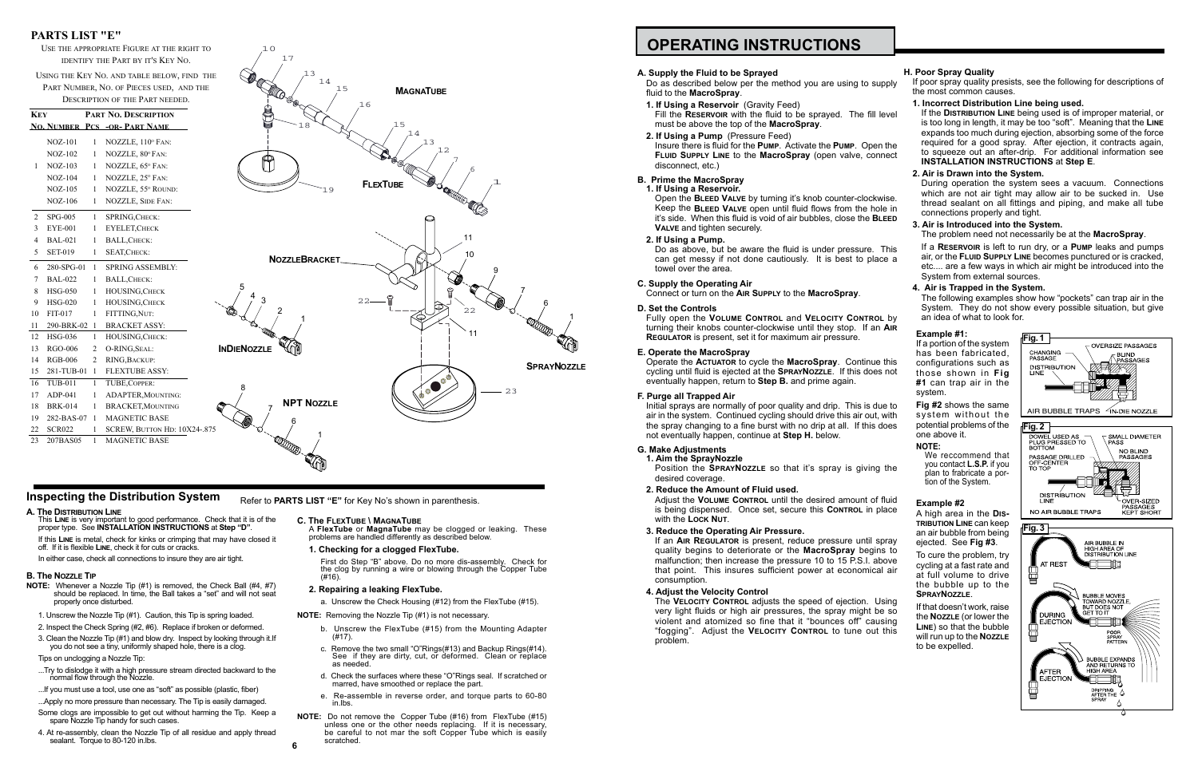## PARTS LIST "E"

Use the appropriate Figure at the right to identify the Part by it's Key No.

Using the Key No. and table below, find the Part Number, No. of Pieces used, and the Description of the Part needed.

| Key No. | Pcs | Part Number | Description |
|---|---|---|---|
| 1 | 1 | NOZ-101 | Nozzle, 110° Fan: |
| | 1 | NOZ-102 | Nozzle, 80° Fan: |
| | 1 | NOZ-103 | Nozzle, 65° Fan: |
| | 1 | NOZ-104 | Nozzle, 25° Fan: |
| | 1 | NOZ-105 | Nozzle, 55° Round: |
| | 1 | NOZ-106 | Nozzle, Side Fan: |
| 2 | 1 | SPG-005 | Spring, Check: |
| 3 | 1 | EYE-001 | Eyelet, Check |
| 4 | 1 | BAL-021 | Ball, Check: |
| 5 | 1 | SET-019 | Seat, Check: |
| 6 | 1 | 280-SPG-01 | Spring Assembly: |
| 7 | 1 | BAL-022 | Ball, Check: |
| 8 | 1 | HSG-050 | Housing, Check |
| 9 | 1 | HSG-020 | Housing, Check |
| 10 | 1 | FIT-017 | Fitting, Nut: |
| 11 | 1 | 290-BRK-02 | Bracket Assy: |
| 12 | 1 | HSG-036 | Housing, Check: |
| 13 | 2 | RGO-006 | O-Ring, Seal: |
| 14 | 2 | RGB-006 | Ring, Backup: |
| 15 | 1 | 281-TUB-01 | FlexTube Assy: |
| 16 | 1 | TUB-011 | Tube, Copper: |
| 17 | 1 | ADP-041 | Adapter, Mounting: |
| 18 | 1 | BRK-014 | Bracket, Mounting |
| 19 | 1 | 282-BAS-07 | Magnetic Base |
| 22 | 1 | SCR022 | Screw, Button Hd: 10X24-.875 |
| 23 | 1 | 207BAS05 | Magnetic Base |

MagnaTube

FlexTube

NozzleBracket

InDieNozzle

SprayNozzle

NPT Nozzle

## Inspecting the Distribution System

Refer to **PARTS LIST "E"** for Key No's shown in parenthesis.

### A. The Distribution Line

This **Line** is very important to good performance. Check that it is of the proper type. See **INSTALLATION INSTRUCTIONS** at **Step "D"**.

If this **Line** is metal, check for kinks or crimping that may have closed it off. If it is flexible **Line**, check it for cuts or cracks.

In either case, check all connections to insure they are air tight.

### B. The Nozzle Tip

**NOTE:** Whenever a Nozzle Tip (#1) is removed, the Check Ball (#4, #7) should be replaced. In time, the Ball takes a "set" and will not seat properly once disturbed.

1. Unscrew the Nozzle Tip (#1). Caution, this Tip is spring loaded.
2. Inspect the Check Spring (#2, #6). Replace if broken or deformed.
3. Clean the Nozzle Tip (#1) and blow dry. Inspect by looking through it. If you do not see a tiny, uniformly shaped hole, there is a clog.

Tips on unclogging a Nozzle Tip:

...Try to dislodge it with a high pressure stream directed backward to the normal flow through the Nozzle.

...If you must use a tool, use one as "soft" as possible (plastic, fiber)

...Apply no more pressure than necessary. The Tip is easily damaged.

Some clogs are impossible to get out without harming the Tip. Keep a spare Nozzle Tip handy for such cases.

4. At re-assembly, clean the Nozzle Tip of all residue and apply thread sealant. Torque to 80-120 in.lbs.

### C. The FlexTube \ MagnaTube

A **FlexTube** or **MagnaTube** may be clogged or leaking. These problems are handled differently as described below.

**1. Checking for a clogged FlexTube.**

First do Step "B" above. Do no more dis-assembly. Check for the clog by running a wire or blowing through the Copper Tube (#16).

**2. Repairing a leaking FlexTube.**

a. Unscrew the Check Housing (#12) from the FlexTube (#15).

**NOTE:** Removing the Nozzle Tip (#1) is not necessary.

b. Unscrew the FlexTube (#15) from the Mounting Adapter (#17).

c. Remove the two small "O"Rings(#13) and Backup Rings(#14). See if they are dirty, cut, or deformed. Clean or replace as needed.

d. Check the surfaces where these "O"Rings seal. If scratched or marred, have smoothed or replace the part.

e. Re-assemble in reverse order, and torque parts to 60-80 in.lbs.

**NOTE:** Do not remove the Copper Tube (#16) from FlexTube (#15) unless one or the other needs replacing. If it is necessary, be careful to not mar the soft Copper Tube which is easily scratched.

# OPERATING INSTRUCTIONS

### A. Supply the Fluid to be Sprayed

Do as described below per the method you are using to supply fluid to the **MacroSpray**.

**1. If Using a Reservoir** (Gravity Feed)
Fill the **Reservoir** with the fluid to be sprayed. The fill level must be above the top of the **MacroSpray**.

**2. If Using a Pump** (Pressure Feed)
Insure there is fluid for the **Pump**. Activate the **Pump**. Open the **Fluid Supply Line** to the **MacroSpray** (open valve, connect disconnect, etc.)

### B. Prime the MacroSpray

**1. If Using a Reservoir.**
Open the **Bleed Valve** by turning it's knob counter-clockwise. Keep the **Bleed Valve** open until fluid flows from the hole in it's side. When this fluid is void of air bubbles, close the **Bleed Valve** and tighten securely.

**2. If Using a Pump.**
Do as above, but be aware the fluid is under pressure. This can get messy if not done cautiously. It is best to place a towel over the area.

### C. Supply the Operating Air

Connect or turn on the **Air Supply** to the **MacroSpray**.

### D. Set the Controls

Fully open the **Volume Control** and **Velocity Control** by turning their knobs counter-clockwise until they stop. If an **Air Regulator** is present, set it for maximum air pressure.

### E. Operate the MacroSpray

Operate the **Actuator** to cycle the **MacroSpray**. Continue this cycling until fluid is ejected at the **SprayNozzle**. If this does not eventually happen, return to **Step B.** and prime again.

### F. Purge all Trapped Air

Initial sprays are normally of poor quality and drip. This is due to air in the system. Continued cycling should drive this air out, with the spray changing to a fine burst with no drip at all. If this does not eventually happen, continue at **Step H.** below.

### G. Make Adjustments

**1. Aim the SprayNozzle**
Position the **SprayNozzle** so that it's spray is giving the desired coverage.

**2. Reduce the Amount of Fluid used.**
Adjust the **Volume Control** until the desired amount of fluid is being dispensed. Once set, secure this **Control** in place with the **Lock Nut**.

**3. Reduce the Operating Air Pressure.**
If an **Air Regulator** is present, reduce pressure until spray quality begins to deteriorate or the **MacroSpray** begins to malfunction; then increase the pressure 10 to 15 P.S.I. above that point. This insures sufficient power at economical air consumption.

**4. Adjust the Velocity Control**
The **Velocity Control** adjusts the speed of ejection. Using very light fluids or high air pressures, the spray might be so violent and atomized so fine that it "bounces off" causing "fogging". Adjust the **Velocity Control** to tune out this problem.

### H. Poor Spray Quality

If poor spray quality presists, see the following for descriptions of the most common causes.

**1. Incorrect Distribution Line being used.**
If the **Distribution Line** being used is of improper material, or is too long in length, it may be too "soft". Meaning that the **Line** expands too much during ejection, absorbing some of the force required for a good spray. After ejection, it contracts again, to squeeze out an after-drip. For additional information see **INSTALLATION INSTRUCTIONS** at **Step E**.

**2. Air is Drawn into the System.**
During operation the system sees a vacuum. Connections which are not air tight may allow air to be sucked in. Use thread sealant on all fittings and piping, and make all tube connections properly and tight.

**3. Air is Introduced into the System.**
The problem need not necessarily be at the **MacroSpray**.

If a **Reservoir** is left to run dry, or a **Pump** leaks and pumps air, or the **Fluid Supply Line** becomes punctured or is cracked, etc.... are a few ways in which air might be introduced into the System from external sources.

**4. Air is Trapped in the System.**
The following examples show how "pockets" can trap air in the System. They do not show every possible situation, but give an idea of what to look for.

**Example #1:**
If a portion of the system has been fabricated, configurations such as those shown in **Fig #1** can trap air in the system.

**Fig #2** shows the same system without the potential problems of the one above it.

**NOTE:**
We reccommend that you contact **L.S.P.** if you plan to frabricate a portion of the System.

**Fig. 1** — Changing passage; Oversize passages; Blind passages; Distribution line; Air bubble traps; In-die nozzle

**Fig. 2** — Dowel used as plug pressed to bottom; Small diameter pass; Passage drilled off-center to top; No blind passages; Distribution line; Over-sized passages kept short; No air bubble traps

**Example #2**
A high area in the **Distribution Line** can keep an air bubble from being ejected. See **Fig #3**.

To cure the problem, try cycling at a fast rate and at full volume to drive the bubble up to the **SprayNozzle**.

If that doesn't work, raise the **Nozzle** (or lower the **Line**) so that the bubble will run up to the **Nozzle** to be expelled.

**Fig. 3** — At rest: Air bubble in high area of distribution line; During ejection: Bubble moves toward nozzle, but does not get to it; Poor spray pattern; After ejection: Bubble expands and returns to high area; Dripping after the spray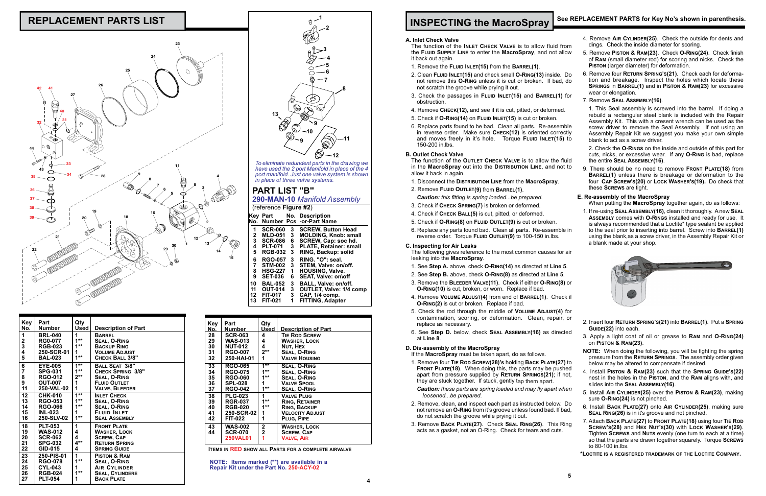# REPLACEMENT PARTS LIST

| Key No. | Part Number | Qty Used | Description of Part |
|---|---|---|---|
| 1 | BRL-040 | 1 | BARREL |
| 2 | RG0-077 | 1** | SEAL, O-RING |
| 3 | RGB-023 | 1** | BACKUP RING |
| 4 | 250-SCR-01 | 1 | VOLUME ADJUST |
| 5 | BAL-023 | 1** | CHECK BALL 3/8" |
| 6 | EYE-005 | 1** | BALL SEAT 3/8" |
| 7 | SPG-031 | 1** | CHECK SPRING 3/8" |
| 8 | RGO-012 | 2** | SEAL, O-RING |
| 9 | OUT-007 | 1 | FLUID OUTLET |
| 11 | 250-VAL-02 | 1 | VALVE, BLEEDER |
| 12 | CHK-010 | 1** | INLET CHECK |
| 13 | RGO-053 | 1** | SEAL, O-RING |
| 14 | RGO-066 | 1** | SEAL, O-RING |
| 15 | INL-023 | 1 | FLUID INLET |
| 16 | 250-SLV-02 | 1** | SEAL ASSEMBLY |
| 18 | PLT-053 | 1 | FRONT PLATE |
| 19 | WAS-012 | 4 | WASHER, LOCK |
| 20 | SCR-062 | 4 | SCREW, CAP |
| 21 | SPG-032 | 4** | RETURN SPRING |
| 22 | GID-015 | 4 | SPRING GUIDE |
| 23 | 250-PIS-01 | 1 | PISTON & RAM |
| 24 | RGO-078 | 1** | SEAL, O-RING |
| 25 | CYL-043 | 1 | AIR CYLINDER |
| 26 | RGB-024 | 1** | SEAL, CYLINDERE |
| 27 | PLT-054 | 1 | BACK PLATE |
| 28 | SCR-063 | 4 | TIE ROD SCREW |
| 29 | WAS-013 | 4 | WASHER, LOCK |
| 30 | NUT-012 | 4 | NUT, HEX |
| 31 | RGO-007 | 2** | SEAL, O-RING |
| 32 | 250-HAI-01 | 1 | VALVE HOUSING |
| 33 | RGO-065 | 1** | SEAL, O-RING |
| 34 | RGO-075 | 1** | SEAL, O-RING |
| 35 | RGO-060 | 1** | SEAL, O-RING |
| 36 | SPL-028 | 1 | VALVE SPOOL |
| 37 | RGO-042 | 1** | SEAL, O-RING |
| 38 | PLG-023 | 1 | VALVE PLUG |
| 39 | RGR-037 | 1** | RING, RETAINER |
| 40 | RGB-020 | 1** | RING, BACKUP |
| 41 | 250-SCR-02 | 1 | VELOCITY ADJUST |
| 42 | FIT-022 | 1 | PLUG, PIPE |
| 43 | WAS-002 | 2 | WASHER, LOCK |
| 44 | SCR-070 | 2 | SCREW, CAP |
| | 250VAL01 | 1 | VALVE, AIR |

ITEMS IN RED SHOW ALL PARTS FOR A COMPLETE AIRVALVE

NOTE: Items marked (**) are available in a Repair Kit under the Part No. 250-ACY-02

*To eliminate redundent parts in the drawing we have used the 2 port Manifold in place of the 4 port manifold. Just one valve system is shown in place of three valve systems.*

## PART LIST "B"

### 290-MAN-10 *Manifold Assembly*

(reference **Figure #2**)

| Key No. | Part Number | No. Pcs | Description -or-Part Name |
|---|---|---|---|
| 1 | SCR-060 | 3 | SCREW, Button Head |
| 2 | MLD-051 | 3 | MOLDING, Knob: small |
| 3 | SCR-086 | 6 | SCREW, Cap: soc hd. |
| 4 | PLT-071 | 3 | PLATE, Retainer: small |
| 5 | RGB-032 | 3 | RING, Backup: solid |
| 6 | RGO-057 | 3 | RING. "O": seal. |
| 7 | STM-002 | 3 | STEM, Valve: on/off. |
| 8 | HSG-227 | 1 | HOUSING, Valve. |
| 9 | SET-036 | 6 | SEAT, Valve: on\off |
| 10 | BAL-052 | 3 | BALL, Valve: on/off. |
| 11 | OUT-014 | 3 | OUTLET, Valve: 1/4 comp |
| 12 | FIT-017 | 3 | CAP, 1/4 comp. |
| 13 | FIT-021 | 1 | FITTING, Adapter |

# INSPECTING the MacroSpray

**See REPLACEMENT PARTS for Key No's shown in parenthesis.**

### A. Inlet Check Valve

The function of the **INLET CHECK VALVE** is to allow fluid from the **FLUID SUPPLY LINE** to enter the **MacroSpray**, and not allow it back out again.

1. Remove the **FLUID INLET(15)** from the **BARREL(1)**.
2. Clean **FLUID INLET(15)** and check small **O-RING(13)** inside. Do not remove this **O-RING** unless it is cut or broken. If bad, do not scratch the groove while prying it out.
3. Check the passages in **FLUID INLET(15)** and **BARREL(1)** for obstruction.
4. Remove **CHECK(12),** and see if it is cut, pitted, or deformed.
5. Check if **O-RING(14)** on **FLUID INLET(15)** is cut or broken.
6. Replace parts found to be bad. Clean all parts. Re-assemble in reverse order. Make sure **CHECK(12)** is oriented correctly and moves freely in it's hole. Torque **FLUID INLET(15)** to 150-200 in.lbs.

### B. Outlet Check Valve

The function of the **OUTLET CHECK VALVE** is to allow the fluid in the **MacroSpray** out into the **DISTRIBUTION LINE**, and not to allow it back in again.

1. Disconnect the **DISTRIBUTION LINE** from the **MacroSpray**.
2. Remove **FLUID OUTLET(9)** from **BARREL(1)**.

   ***Caution:** this fitting is spring loaded...be prepared.*
3. Check if **CHECK SPRING(7)** is broken or deformed.
4. Check if **CHECK BALL(5)** is cut, pitted, or deformed.
5. Check if **O-RING(8)** on **FLUID OUTLET(9)** is cut or broken.
6. Replace any parts found bad. Clean all parts. Re-assemble in reverse order. Torque **FLUID OUTLET(9)** to 100-150 in.lbs.

### C. Inspecting for Air Leaks

The following gives reference to the most common causes for air leaking into the **MacroSpray**.

1. See **Step A.** above, check **O-RING(14)** as directed at **Line 5**.
2. See **Step B.** above, check **O-RING(8)** as directed at **Line 5**.
3. Remove the **BLEEDER VALVE(11)**. Check if either **O-RING(8)** or **O-RING(10)** is cut, broken, or worn. Replace if bad.
4. Remove **VOLUME ADJUST(4)** from end of **BARREL(1)**. Check if **O-RING(2)** is cut or broken. Replace if bad.
5. Check the rod through the middle of **VOLUME ADJUST(4)** for contamination, scoring, or deformation. Clean, repair, or replace as necessary.
6. See **Step D.** below, check **SEAL ASSEMBLY(16)** as directed at **Line 8**.

### D. Dis-assembly of the MacroSpray

If the **MacroSpray** must be taken apart, do as follows.

1. Remove four **TIE ROD SCREW(28)'s** holding **BACK PLATE(27)** to **FRONT PLATE(18)**. When doing this, the parts may be pushed apart from pressure supplied by **RETURN SPRINGS(21)**; if not, they are stuck together. If stuck, gently tap them apart.

   ***Caution:** these parts are spring loaded and may fly apart when loosened...be prepared.*
2. Remove, clean, and inspect each part as instructed below. Do not remove an **O-RING** from it's groove unless found bad. If bad, do not scratch the groove while prying it out.
3. Remove **BACK PLATE(27)**. Check **SEAL RING(26)**. This Ring acts as a gasket, not an O-Ring. Check for tears and cuts.
4. Remove **AIR CYLINDER(25)**. Check the outside for dents and dings. Check the inside diameter for scoring.
5. Remove **PISTON & RAM(23)**. Check **O-RING(24)**. Check finish of **RAM** (small diameter rod) for scoring and nicks. Check the **PISTON** (larger diameter) for deformation.
6. Remove four **RETURN SPRING'S(21)**. Check each for deformation and breakage. Inspect the holes which locate these **SPRINGS** in **BARREL(1)** and in **PISTON & RAM(23)** for excessive wear or elongation.
7. Remove **SEAL ASSEMBLY(16)**.

   1. This Seal assembly is screwed into the barrel. If doing a rebuild a rectangular steel blank is included with the Repair Assembly Kit. This with a cresent wrench can be used as the screw driver to remove the Seal Assembly. If not using an Assembly Repair Kit we suggest you make your own simple blank to act as a screw driver.

   2. Check the **O-RINGS** on the inside and outside of this part for cuts, nicks, or excessive wear. If any **O-RING** is bad, replace the entire **SEAL ASSEMBLY(16)**.
9. There should be no need to remove **FRONT PLATE(18)** from **BARREL(1)** unless there is breakage or deformation to the four **CAP SCREW'S(20)** or **LOCK WASHER'S(19)**. Do check that these **SCREWS** are tight.

### E. Re-assembly of the MacroSpray

When putting the **MacroSpray** together again, do as follows:

1. If re-using **SEAL ASSEMBLY(16)**, clean it thoroughly. A new **SEAL ASSEMBLY** comes with **O-RINGS** installed and ready for use. It is always recommended that a Loctite* type sealant be applied to the seal prior to inserting into barrel. Screw into **BARREL(1)** using the blank,as a screw driver, in the Assembly Repair Kit or a blank made at your shop.
2. Insert four **RETURN SPRING'S(21)** into **BARREL(1)**. Put a **SPRING GUIDE(22)** into each.
3. Apply a light coat of oil or grease to **RAM** and **O-RING(24)** on **PISTON & RAM(23)**.

**NOTE:** When doing the following, you will be fighting the spring pressure from the **RETURN SPRINGS**. The assembly order given below may be altered to compensate if desired.

4. Install **PISTON & RAM(23)** such that the **SPRING GUIDE'S(22)** nest in the holes in the **PISTON**, and the **RAM** aligns with, and slides into the **SEAL ASSEMBLY(16)**.
5. Install **AIR CYLINDER(25)** over the **PISTON & RAM(23)**, making sure **O-RING(24)** is not pinched.
6. Attach **BACK PLATE(27)** onto **AIR CYLINDER(25)**, making sure **SEAL RING(26)** is in it's groove and not pinched.
7. Attach **BACK PLATE(27)** to **FRONT PLATE(18)** using four **TIE ROD SCREW'S(28)** and **HEX NUT'S(30)** with **LOCK WASHER'S(29)**. Tighten **SCREWS** and **NUTS** evenly (one turn to each at a time) so that the parts are drawn together squarely. Torque **SCREWS** to 80-100 in.lbs.

*LOCTITE IS A REGISTERED TRADEMARK OF THE LOCTITE COMPANY.